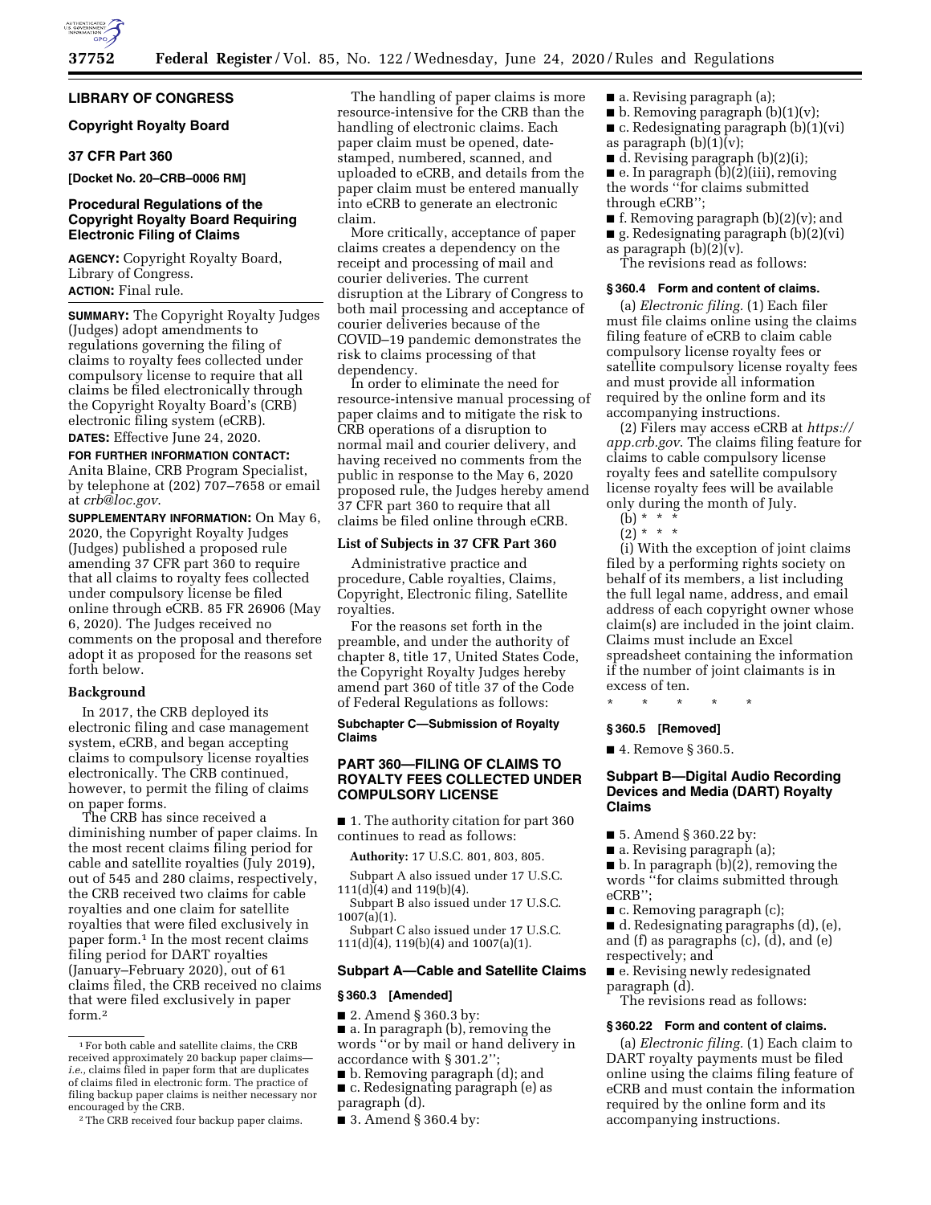# LIBRARY OF CONGRESS

## Copyright Royalty Board

## 37 CFR Part 360

**[Docket No. 20–CRB–0006 RM]**

## Procedural Regulations of the Copyright Royalty Board Requiring Electronic Filing of Claims

**AGENCY:** Copyright Royalty Board, Library of Congress.

**ACTION:** Final rule.

**SUMMARY:** The Copyright Royalty Judges (Judges) adopt amendments to regulations governing the filing of claims to royalty fees collected under compulsory license to require that all claims be filed electronically through the Copyright Royalty Board's (CRB) electronic filing system (eCRB).

**DATES:** Effective June 24, 2020.

**FOR FURTHER INFORMATION CONTACT:** Anita Blaine, CRB Program Specialist, by telephone at (202) 707–7658 or email at *crb@loc.gov*.

**SUPPLEMENTARY INFORMATION:** On May 6, 2020, the Copyright Royalty Judges (Judges) published a proposed rule amending 37 CFR part 360 to require that all claims to royalty fees collected under compulsory license be filed online through eCRB. 85 FR 26906 (May 6, 2020). The Judges received no comments on the proposal and therefore adopt it as proposed for the reasons set forth below.

### Background

In 2017, the CRB deployed its electronic filing and case management system, eCRB, and began accepting claims to compulsory license royalties electronically. The CRB continued, however, to permit the filing of claims on paper forms.

The CRB has since received a diminishing number of paper claims. In the most recent claims filing period for cable and satellite royalties (July 2019), out of 545 and 280 claims, respectively, the CRB received two claims for cable royalties and one claim for satellite royalties that were filed exclusively in paper form.[1] In the most recent claims filing period for DART royalties (January–February 2020), out of 61 claims filed, the CRB received no claims that were filed exclusively in paper form.[2]

The handling of paper claims is more resource-intensive for the CRB than the handling of electronic claims. Each paper claim must be opened, date-stamped, numbered, scanned, and uploaded to eCRB, and details from the paper claim must be entered manually into eCRB to generate an electronic claim.

More critically, acceptance of paper claims creates a dependency on the receipt and processing of mail and courier deliveries. The current disruption at the Library of Congress to both mail processing and acceptance of courier deliveries because of the COVID–19 pandemic demonstrates the risk to claims processing of that dependency.

In order to eliminate the need for resource-intensive manual processing of paper claims and to mitigate the risk to CRB operations of a disruption to normal mail and courier delivery, and having received no comments from the public in response to the May 6, 2020 proposed rule, the Judges hereby amend 37 CFR part 360 to require that all claims be filed online through eCRB.

### List of Subjects in 37 CFR Part 360

Administrative practice and procedure, Cable royalties, Claims, Copyright, Electronic filing, Satellite royalties.

For the reasons set forth in the preamble, and under the authority of chapter 8, title 17, United States Code, the Copyright Royalty Judges hereby amend part 360 of title 37 of the Code of Federal Regulations as follows:

#### Subchapter C—Submission of Royalty Claims

## PART 360—FILING OF CLAIMS TO ROYALTY FEES COLLECTED UNDER COMPULSORY LICENSE

■ 1. The authority citation for part 360 continues to read as follows:

**Authority:** 17 U.S.C. 801, 803, 805.

Subpart A also issued under 17 U.S.C. 111(d)(4) and 119(b)(4).

Subpart B also issued under 17 U.S.C. 1007(a)(1).

Subpart C also issued under 17 U.S.C. 111(d)(4), 119(b)(4) and 1007(a)(1).

### Subpart A—Cable and Satellite Claims

#### § 360.3 [Amended]

■ 2. Amend § 360.3 by:

■ a. In paragraph (b), removing the words ''or by mail or hand delivery in accordance with § 301.2'';

■ b. Removing paragraph (d); and

■ c. Redesignating paragraph (e) as paragraph (d).

■ 3. Amend § 360.4 by:

■ a. Revising paragraph (a);

■ b. Removing paragraph (b)(1)(v);

■ c. Redesignating paragraph (b)(1)(vi) as paragraph (b)(1)(v);

■ d. Revising paragraph (b)(2)(i);

■ e. In paragraph (b)(2)(iii), removing the words ''for claims submitted through eCRB'';

■ f. Removing paragraph (b)(2)(v); and

■ g. Redesignating paragraph (b)(2)(vi) as paragraph (b)(2)(v).

The revisions read as follows:

#### § 360.4 Form and content of claims.

(a) *Electronic filing.* (1) Each filer must file claims online using the claims filing feature of eCRB to claim cable compulsory license royalty fees or satellite compulsory license royalty fees and must provide all information required by the online form and its accompanying instructions.

(2) Filers may access eCRB at *https://app.crb.gov*. The claims filing feature for claims to cable compulsory license royalty fees and satellite compulsory license royalty fees will be available only during the month of July.

(b) * * *

(2) * * *

(i) With the exception of joint claims filed by a performing rights society on behalf of its members, a list including the full legal name, address, and email address of each copyright owner whose claim(s) are included in the joint claim. Claims must include an Excel spreadsheet containing the information if the number of joint claimants is in excess of ten.

\* \* \* \* \*

#### § 360.5 [Removed]

■ 4. Remove § 360.5.

### Subpart B—Digital Audio Recording Devices and Media (DART) Royalty Claims

■ 5. Amend § 360.22 by:

■ a. Revising paragraph (a);

■ b. In paragraph (b)(2), removing the words ''for claims submitted through eCRB'';

■ c. Removing paragraph (c);

■ d. Redesignating paragraphs (d), (e), and (f) as paragraphs (c), (d), and (e) respectively; and

■ e. Revising newly redesignated paragraph (d).

The revisions read as follows:

#### § 360.22 Form and content of claims.

(a) *Electronic filing.* (1) Each claim to DART royalty payments must be filed online using the claims filing feature of eCRB and must contain the information required by the online form and its accompanying instructions.

---

[1] For both cable and satellite claims, the CRB received approximately 20 backup paper claims—*i.e.,* claims filed in paper form that are duplicates of claims filed in electronic form. The practice of filing backup paper claims is neither necessary nor encouraged by the CRB.

[2] The CRB received four backup paper claims.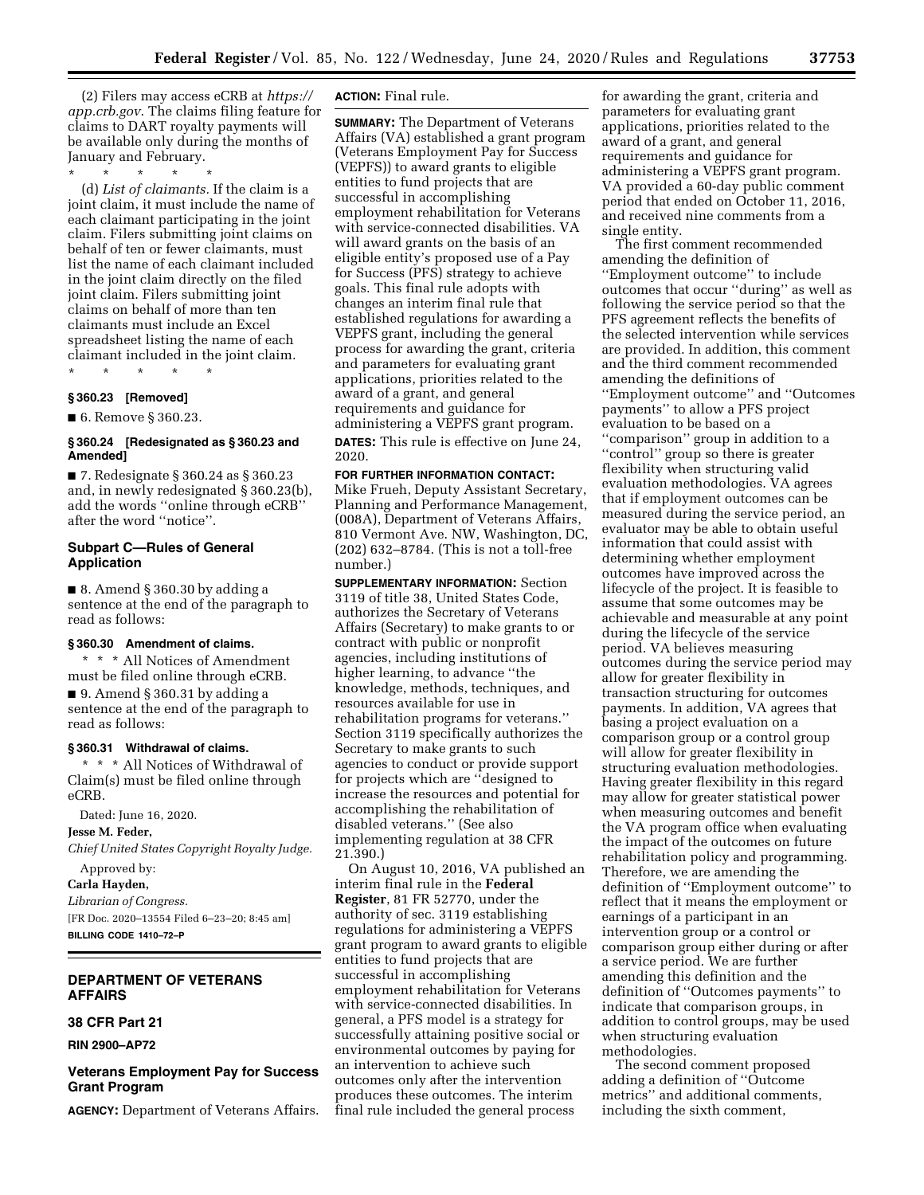(2) Filers may access eCRB at *https://app.crb.gov*. The claims filing feature for claims to DART royalty payments will be available only during the months of January and February.

\* \* \* \* \*

(d) *List of claimants.* If the claim is a joint claim, it must include the name of each claimant participating in the joint claim. Filers submitting joint claims on behalf of ten or fewer claimants, must list the name of each claimant included in the joint claim directly on the filed joint claim. Filers submitting joint claims on behalf of more than ten claimants must include an Excel spreadsheet listing the name of each claimant included in the joint claim.

\* \* \* \* \*

### § 360.23 [Removed]

■ 6. Remove § 360.23.

### § 360.24 [Redesignated as § 360.23 and Amended]

■ 7. Redesignate § 360.24 as § 360.23 and, in newly redesignated § 360.23(b), add the words ''online through eCRB'' after the word ''notice''.

## Subpart C—Rules of General Application

■ 8. Amend § 360.30 by adding a sentence at the end of the paragraph to read as follows:

### § 360.30 Amendment of claims.

\* \* \* All Notices of Amendment must be filed online through eCRB.

■ 9. Amend § 360.31 by adding a sentence at the end of the paragraph to read as follows:

### § 360.31 Withdrawal of claims.

\* \* \* All Notices of Withdrawal of Claim(s) must be filed online through eCRB.

Dated: June 16, 2020.

**Jesse M. Feder,**

*Chief United States Copyright Royalty Judge.*

Approved by:

**Carla Hayden,**

*Librarian of Congress.*

[FR Doc. 2020–13554 Filed 6–23–20; 8:45 am]

**BILLING CODE 1410–72–P**

## DEPARTMENT OF VETERANS AFFAIRS

## 38 CFR Part 21

**RIN 2900–AP72**

## Veterans Employment Pay for Success Grant Program

**AGENCY:** Department of Veterans Affairs.

**ACTION:** Final rule.

**SUMMARY:** The Department of Veterans Affairs (VA) established a grant program (Veterans Employment Pay for Success (VEPFS)) to award grants to eligible entities to fund projects that are successful in accomplishing employment rehabilitation for Veterans with service-connected disabilities. VA will award grants on the basis of an eligible entity's proposed use of a Pay for Success (PFS) strategy to achieve goals. This final rule adopts with changes an interim final rule that established regulations for awarding a VEPFS grant, including the general process for awarding the grant, criteria and parameters for evaluating grant applications, priorities related to the award of a grant, and general requirements and guidance for administering a VEPFS grant program.

**DATES:** This rule is effective on June 24, 2020.

**FOR FURTHER INFORMATION CONTACT:** Mike Frueh, Deputy Assistant Secretary, Planning and Performance Management, (008A), Department of Veterans Affairs, 810 Vermont Ave. NW, Washington, DC, (202) 632–8784. (This is not a toll-free number.)

**SUPPLEMENTARY INFORMATION:** Section 3119 of title 38, United States Code, authorizes the Secretary of Veterans Affairs (Secretary) to make grants to or contract with public or nonprofit agencies, including institutions of higher learning, to advance ''the knowledge, methods, techniques, and resources available for use in rehabilitation programs for veterans.'' Section 3119 specifically authorizes the Secretary to make grants to such agencies to conduct or provide support for projects which are ''designed to increase the resources and potential for accomplishing the rehabilitation of disabled veterans.'' (See also implementing regulation at 38 CFR 21.390.)

On August 10, 2016, VA published an interim final rule in the **Federal Register**, 81 FR 52770, under the authority of sec. 3119 establishing regulations for administering a VEPFS grant program to award grants to eligible entities to fund projects that are successful in accomplishing employment rehabilitation for Veterans with service-connected disabilities. In general, a PFS model is a strategy for successfully attaining positive social or environmental outcomes by paying for an intervention to achieve such outcomes only after the intervention produces these outcomes. The interim final rule included the general process for awarding the grant, criteria and parameters for evaluating grant applications, priorities related to the award of a grant, and general requirements and guidance for administering a VEPFS grant program. VA provided a 60-day public comment period that ended on October 11, 2016, and received nine comments from a single entity.

The first comment recommended amending the definition of ''Employment outcome'' to include outcomes that occur ''during'' as well as following the service period so that the PFS agreement reflects the benefits of the selected intervention while services are provided. In addition, this comment and the third comment recommended amending the definitions of ''Employment outcome'' and ''Outcomes payments'' to allow a PFS project evaluation to be based on a ''comparison'' group in addition to a ''control'' group so there is greater flexibility when structuring valid evaluation methodologies. VA agrees that if employment outcomes can be measured during the service period, an evaluator may be able to obtain useful information that could assist with determining whether employment outcomes have improved across the lifecycle of the project. It is feasible to assume that some outcomes may be achievable and measurable at any point during the lifecycle of the service period. VA believes measuring outcomes during the service period may allow for greater flexibility in transaction structuring for outcomes payments. In addition, VA agrees that basing a project evaluation on a comparison group or a control group will allow for greater flexibility in structuring evaluation methodologies. Having greater flexibility in this regard may allow for greater statistical power when measuring outcomes and benefit the VA program office when evaluating the impact of the outcomes on future rehabilitation policy and programming. Therefore, we are amending the definition of ''Employment outcome'' to reflect that it means the employment or earnings of a participant in an intervention group or a control or comparison group either during or after a service period. We are further amending this definition and the definition of ''Outcomes payments'' to indicate that comparison groups, in addition to control groups, may be used when structuring evaluation methodologies.

The second comment proposed adding a definition of ''Outcome metrics'' and additional comments, including the sixth comment,